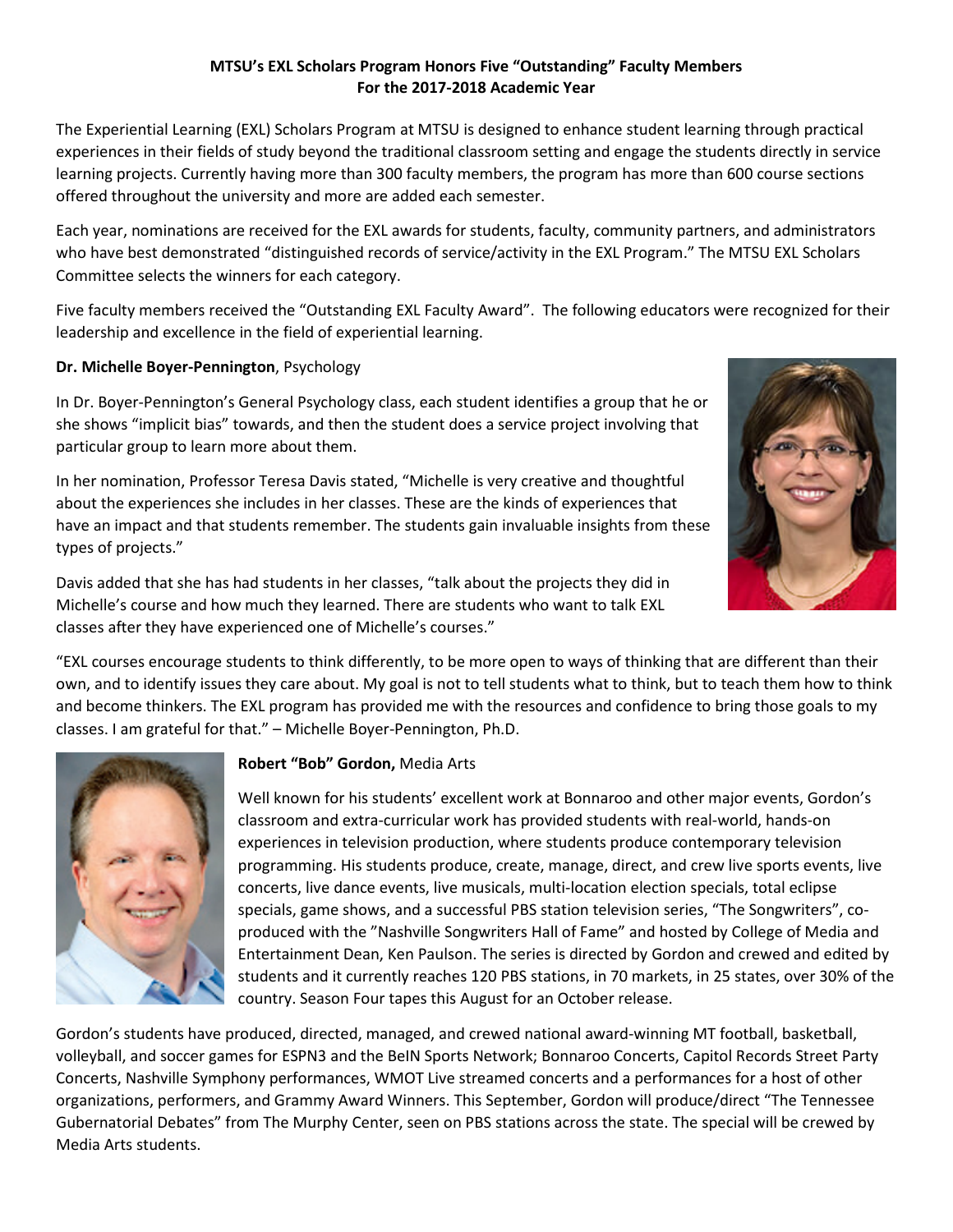**MTSU's EXL Scholars Program Honors Five "Outstanding" Faculty Members**
**For the 2017-2018 Academic Year**

The Experiential Learning (EXL) Scholars Program at MTSU is designed to enhance student learning through practical experiences in their fields of study beyond the traditional classroom setting and engage the students directly in service learning projects. Currently having more than 300 faculty members, the program has more than 600 course sections offered throughout the university and more are added each semester.

Each year, nominations are received for the EXL awards for students, faculty, community partners, and administrators who have best demonstrated "distinguished records of service/activity in the EXL Program." The MTSU EXL Scholars Committee selects the winners for each category.

Five faculty members received the "Outstanding EXL Faculty Award". The following educators were recognized for their leadership and excellence in the field of experiential learning.

**Dr. Michelle Boyer-Pennington**, Psychology

In Dr. Boyer-Pennington's General Psychology class, each student identifies a group that he or she shows "implicit bias" towards, and then the student does a service project involving that particular group to learn more about them.

In her nomination, Professor Teresa Davis stated, "Michelle is very creative and thoughtful about the experiences she includes in her classes. These are the kinds of experiences that have an impact and that students remember. The students gain invaluable insights from these types of projects."

Davis added that she has had students in her classes, "talk about the projects they did in Michelle's course and how much they learned. There are students who want to talk EXL classes after they have experienced one of Michelle's courses."

"EXL courses encourage students to think differently, to be more open to ways of thinking that are different than their own, and to identify issues they care about. My goal is not to tell students what to think, but to teach them how to think and become thinkers. The EXL program has provided me with the resources and confidence to bring those goals to my classes. I am grateful for that." – Michelle Boyer-Pennington, Ph.D.

**Robert "Bob" Gordon,** Media Arts

Well known for his students' excellent work at Bonnaroo and other major events, Gordon's classroom and extra-curricular work has provided students with real-world, hands-on experiences in television production, where students produce contemporary television programming. His students produce, create, manage, direct, and crew live sports events, live concerts, live dance events, live musicals, multi-location election specials, total eclipse specials, game shows, and a successful PBS station television series, "The Songwriters", co-produced with the "Nashville Songwriters Hall of Fame" and hosted by College of Media and Entertainment Dean, Ken Paulson. The series is directed by Gordon and crewed and edited by students and it currently reaches 120 PBS stations, in 70 markets, in 25 states, over 30% of the country. Season Four tapes this August for an October release.

Gordon's students have produced, directed, managed, and crewed national award-winning MT football, basketball, volleyball, and soccer games for ESPN3 and the BeIN Sports Network; Bonnaroo Concerts, Capitol Records Street Party Concerts, Nashville Symphony performances, WMOT Live streamed concerts and a performances for a host of other organizations, performers, and Grammy Award Winners. This September, Gordon will produce/direct "The Tennessee Gubernatorial Debates" from The Murphy Center, seen on PBS stations across the state. The special will be crewed by Media Arts students.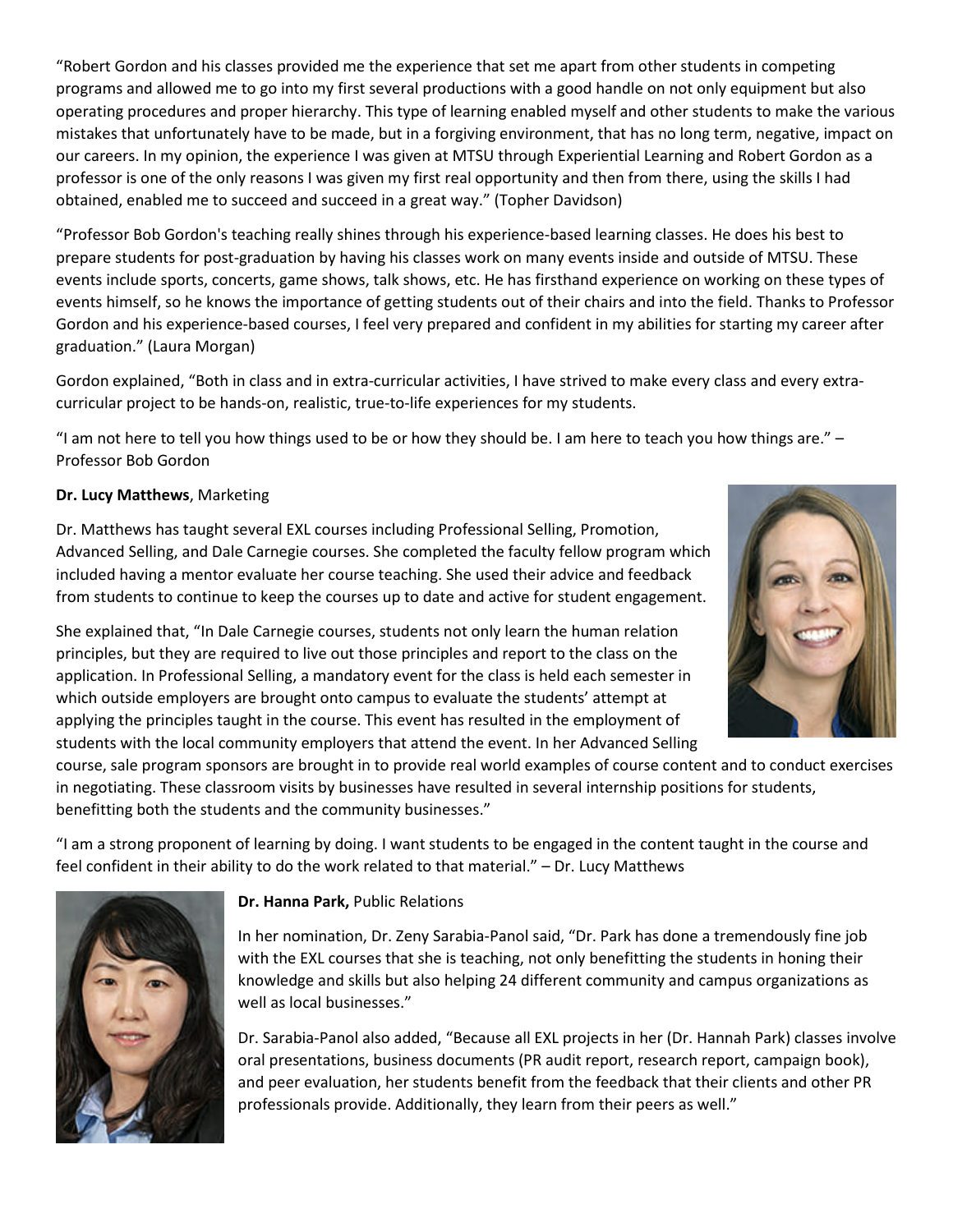"Robert Gordon and his classes provided me the experience that set me apart from other students in competing programs and allowed me to go into my first several productions with a good handle on not only equipment but also operating procedures and proper hierarchy. This type of learning enabled myself and other students to make the various mistakes that unfortunately have to be made, but in a forgiving environment, that has no long term, negative, impact on our careers. In my opinion, the experience I was given at MTSU through Experiential Learning and Robert Gordon as a professor is one of the only reasons I was given my first real opportunity and then from there, using the skills I had obtained, enabled me to succeed and succeed in a great way." (Topher Davidson)

"Professor Bob Gordon's teaching really shines through his experience-based learning classes. He does his best to prepare students for post-graduation by having his classes work on many events inside and outside of MTSU. These events include sports, concerts, game shows, talk shows, etc. He has firsthand experience on working on these types of events himself, so he knows the importance of getting students out of their chairs and into the field. Thanks to Professor Gordon and his experience-based courses, I feel very prepared and confident in my abilities for starting my career after graduation." (Laura Morgan)

Gordon explained, "Both in class and in extra-curricular activities, I have strived to make every class and every extra-curricular project to be hands-on, realistic, true-to-life experiences for my students.

"I am not here to tell you how things used to be or how they should be. I am here to teach you how things are." – Professor Bob Gordon

**Dr. Lucy Matthews**, Marketing

Dr. Matthews has taught several EXL courses including Professional Selling, Promotion, Advanced Selling, and Dale Carnegie courses. She completed the faculty fellow program which included having a mentor evaluate her course teaching. She used their advice and feedback from students to continue to keep the courses up to date and active for student engagement.

She explained that, "In Dale Carnegie courses, students not only learn the human relation principles, but they are required to live out those principles and report to the class on the application. In Professional Selling, a mandatory event for the class is held each semester in which outside employers are brought onto campus to evaluate the students' attempt at applying the principles taught in the course. This event has resulted in the employment of students with the local community employers that attend the event. In her Advanced Selling course, sale program sponsors are brought in to provide real world examples of course content and to conduct exercises in negotiating. These classroom visits by businesses have resulted in several internship positions for students, benefitting both the students and the community businesses."

"I am a strong proponent of learning by doing. I want students to be engaged in the content taught in the course and feel confident in their ability to do the work related to that material." – Dr. Lucy Matthews

**Dr. Hanna Park,** Public Relations

In her nomination, Dr. Zeny Sarabia-Panol said, "Dr. Park has done a tremendously fine job with the EXL courses that she is teaching, not only benefitting the students in honing their knowledge and skills but also helping 24 different community and campus organizations as well as local businesses."

Dr. Sarabia-Panol also added, "Because all EXL projects in her (Dr. Hannah Park) classes involve oral presentations, business documents (PR audit report, research report, campaign book), and peer evaluation, her students benefit from the feedback that their clients and other PR professionals provide. Additionally, they learn from their peers as well."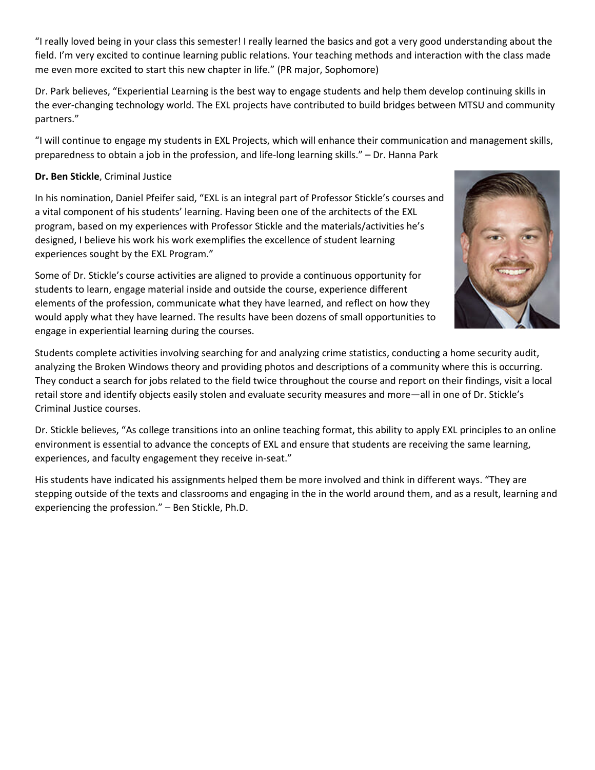"I really loved being in your class this semester! I really learned the basics and got a very good understanding about the field. I'm very excited to continue learning public relations. Your teaching methods and interaction with the class made me even more excited to start this new chapter in life." (PR major, Sophomore)

Dr. Park believes, "Experiential Learning is the best way to engage students and help them develop continuing skills in the ever-changing technology world. The EXL projects have contributed to build bridges between MTSU and community partners."

"I will continue to engage my students in EXL Projects, which will enhance their communication and management skills, preparedness to obtain a job in the profession, and life-long learning skills." – Dr. Hanna Park

**Dr. Ben Stickle**, Criminal Justice

In his nomination, Daniel Pfeifer said, "EXL is an integral part of Professor Stickle's courses and a vital component of his students' learning. Having been one of the architects of the EXL program, based on my experiences with Professor Stickle and the materials/activities he's designed, I believe his work his work exemplifies the excellence of student learning experiences sought by the EXL Program."

Some of Dr. Stickle's course activities are aligned to provide a continuous opportunity for students to learn, engage material inside and outside the course, experience different elements of the profession, communicate what they have learned, and reflect on how they would apply what they have learned. The results have been dozens of small opportunities to engage in experiential learning during the courses.

Students complete activities involving searching for and analyzing crime statistics, conducting a home security audit, analyzing the Broken Windows theory and providing photos and descriptions of a community where this is occurring. They conduct a search for jobs related to the field twice throughout the course and report on their findings, visit a local retail store and identify objects easily stolen and evaluate security measures and more—all in one of Dr. Stickle's Criminal Justice courses.

Dr. Stickle believes, "As college transitions into an online teaching format, this ability to apply EXL principles to an online environment is essential to advance the concepts of EXL and ensure that students are receiving the same learning, experiences, and faculty engagement they receive in-seat."

His students have indicated his assignments helped them be more involved and think in different ways. "They are stepping outside of the texts and classrooms and engaging in the in the world around them, and as a result, learning and experiencing the profession." – Ben Stickle, Ph.D.